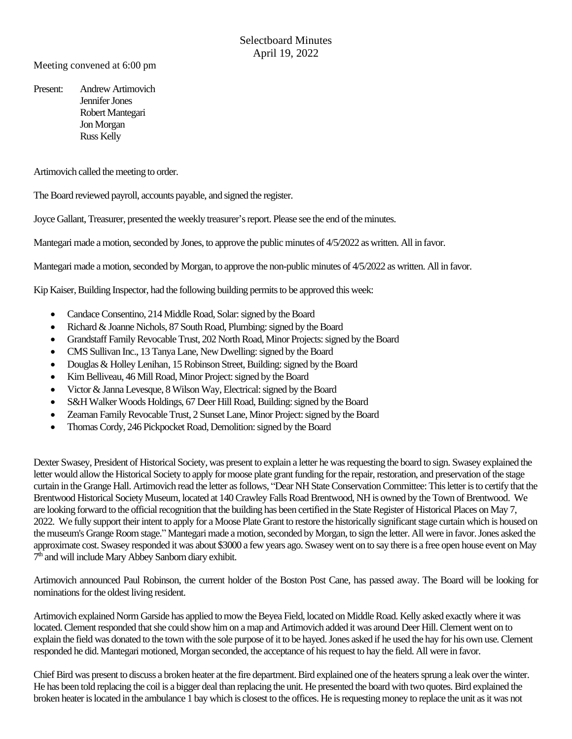# Selectboard Minutes
April 19, 2022

Meeting convened at 6:00 pm

Present: Andrew Artimovich
Jennifer Jones
Robert Mantegari
Jon Morgan
Russ Kelly

Artimovich called the meeting to order.

The Board reviewed payroll, accounts payable, and signed the register.

Joyce Gallant, Treasurer, presented the weekly treasurer's report. Please see the end of the minutes.

Mantegari made a motion, seconded by Jones, to approve the public minutes of 4/5/2022 as written. All in favor.

Mantegari made a motion, seconded by Morgan, to approve the non-public minutes of 4/5/2022 as written. All in favor.

Kip Kaiser, Building Inspector, had the following building permits to be approved this week:

- Candace Consentino, 214 Middle Road, Solar: signed by the Board
- Richard & Joanne Nichols, 87 South Road, Plumbing: signed by the Board
- Grandstaff Family Revocable Trust, 202 North Road, Minor Projects: signed by the Board
- CMS Sullivan Inc., 13 Tanya Lane, New Dwelling: signed by the Board
- Douglas & Holley Lenihan, 15 Robinson Street, Building: signed by the Board
- Kim Belliveau, 46 Mill Road, Minor Project: signed by the Board
- Victor & Janna Levesque, 8 Wilson Way, Electrical: signed by the Board
- S&H Walker Woods Holdings, 67 Deer Hill Road, Building: signed by the Board
- Zeaman Family Revocable Trust, 2 Sunset Lane, Minor Project: signed by the Board
- Thomas Cordy, 246 Pickpocket Road, Demolition: signed by the Board

Dexter Swasey, President of Historical Society, was present to explain a letter he was requesting the board to sign. Swasey explained the letter would allow the Historical Society to apply for moose plate grant funding for the repair, restoration, and preservation of the stage curtain in the Grange Hall. Artimovich read the letter as follows, "Dear NH State Conservation Committee: This letter is to certify that the Brentwood Historical Society Museum, located at 140 Crawley Falls Road Brentwood, NH is owned by the Town of Brentwood. We are looking forward to the official recognition that the building has been certified in the State Register of Historical Places on May 7, 2022. We fully support their intent to apply for a Moose Plate Grant to restore the historically significant stage curtain which is housed on the museum's Grange Room stage." Mantegari made a motion, seconded by Morgan, to sign the letter. All were in favor. Jones asked the approximate cost. Swasey responded it was about $3000 a few years ago. Swasey went on to say there is a free open house event on May 7th and will include Mary Abbey Sanborn diary exhibit.

Artimovich announced Paul Robinson, the current holder of the Boston Post Cane, has passed away. The Board will be looking for nominations for the oldest living resident.

Artimovich explained Norm Garside has applied to mow the Beyea Field, located on Middle Road. Kelly asked exactly where it was located. Clement responded that she could show him on a map and Artimovich added it was around Deer Hill. Clement went on to explain the field was donated to the town with the sole purpose of it to be hayed. Jones asked if he used the hay for his own use. Clement responded he did. Mantegari motioned, Morgan seconded, the acceptance of his request to hay the field. All were in favor.

Chief Bird was present to discuss a broken heater at the fire department. Bird explained one of the heaters sprung a leak over the winter. He has been told replacing the coil is a bigger deal than replacing the unit. He presented the board with two quotes. Bird explained the broken heater is located in the ambulance 1 bay which is closest to the offices. He is requesting money to replace the unit as it was not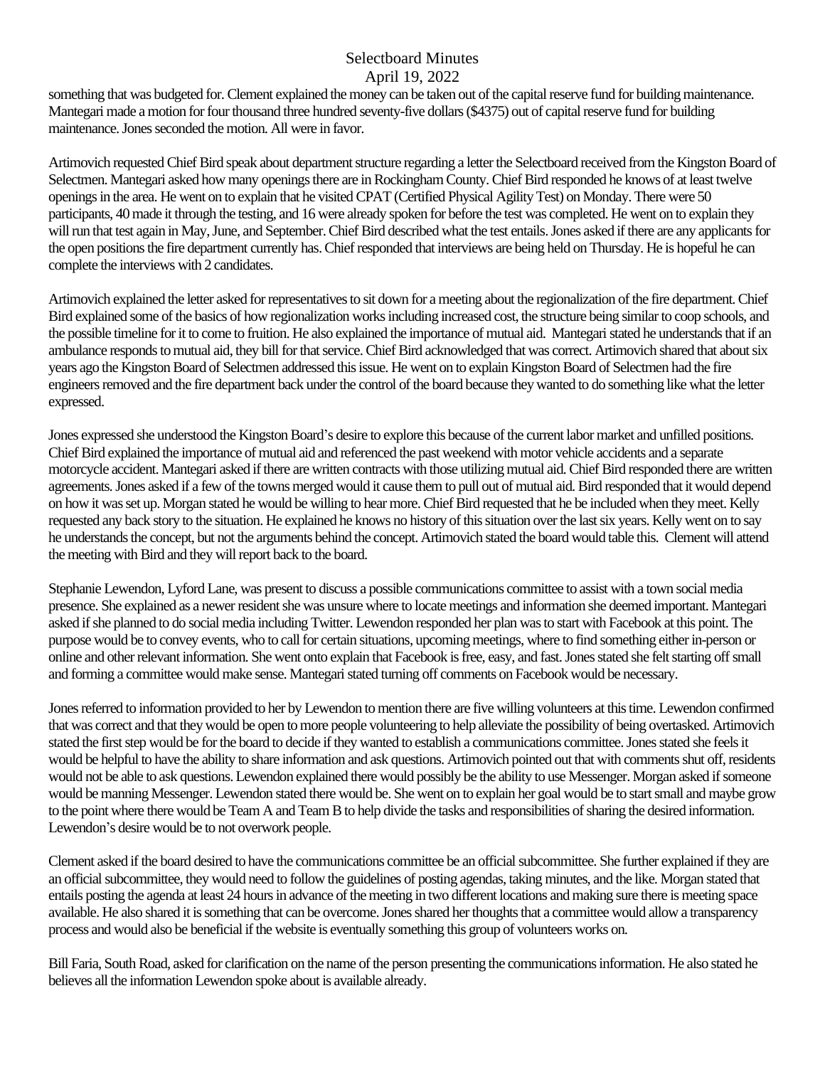something that was budgeted for. Clement explained the money can be taken out of the capital reserve fund for building maintenance. Mantegari made a motion for four thousand three hundred seventy-five dollars ($4375) out of capital reserve fund for building maintenance. Jones seconded the motion. All were in favor.

Artimovich requested Chief Bird speak about department structure regarding a letter the Selectboard received from the Kingston Board of Selectmen. Mantegari asked how many openings there are in Rockingham County. Chief Bird responded he knows of at least twelve openings in the area. He went on to explain that he visited CPAT (Certified Physical Agility Test) on Monday. There were 50 participants, 40 made it through the testing, and 16 were already spoken for before the test was completed. He went on to explain they will run that test again in May, June, and September. Chief Bird described what the test entails. Jones asked if there are any applicants for the open positions the fire department currently has. Chief responded that interviews are being held on Thursday. He is hopeful he can complete the interviews with 2 candidates.

Artimovich explained the letter asked for representatives to sit down for a meeting about the regionalization of the fire department. Chief Bird explained some of the basics of how regionalization works including increased cost, the structure being similar to coop schools, and the possible timeline for it to come to fruition. He also explained the importance of mutual aid. Mantegari stated he understands that if an ambulance responds to mutual aid, they bill for that service. Chief Bird acknowledged that was correct. Artimovich shared that about six years ago the Kingston Board of Selectmen addressed this issue. He went on to explain Kingston Board of Selectmen had the fire engineers removed and the fire department back under the control of the board because they wanted to do something like what the letter expressed.

Jones expressed she understood the Kingston Board's desire to explore this because of the current labor market and unfilled positions. Chief Bird explained the importance of mutual aid and referenced the past weekend with motor vehicle accidents and a separate motorcycle accident. Mantegari asked if there are written contracts with those utilizing mutual aid. Chief Bird responded there are written agreements. Jones asked if a few of the towns merged would it cause them to pull out of mutual aid. Bird responded that it would depend on how it was set up. Morgan stated he would be willing to hear more. Chief Bird requested that he be included when they meet. Kelly requested any back story to the situation. He explained he knows no history of this situation over the last six years. Kelly went on to say he understands the concept, but not the arguments behind the concept. Artimovich stated the board would table this. Clement will attend the meeting with Bird and they will report back to the board.

Stephanie Lewendon, Lyford Lane, was present to discuss a possible communications committee to assist with a town social media presence. She explained as a newer resident she was unsure where to locate meetings and information she deemed important. Mantegari asked if she planned to do social media including Twitter. Lewendon responded her plan was to start with Facebook at this point. The purpose would be to convey events, who to call for certain situations, upcoming meetings, where to find something either in-person or online and other relevant information. She went onto explain that Facebook is free, easy, and fast. Jones stated she felt starting off small and forming a committee would make sense. Mantegari stated turning off comments on Facebook would be necessary.

Jones referred to information provided to her by Lewendon to mention there are five willing volunteers at this time. Lewendon confirmed that was correct and that they would be open to more people volunteering to help alleviate the possibility of being overtasked. Artimovich stated the first step would be for the board to decide if they wanted to establish a communications committee. Jones stated she feels it would be helpful to have the ability to share information and ask questions. Artimovich pointed out that with comments shut off, residents would not be able to ask questions. Lewendon explained there would possibly be the ability to use Messenger. Morgan asked if someone would be manning Messenger. Lewendon stated there would be. She went on to explain her goal would be to start small and maybe grow to the point where there would be Team A and Team B to help divide the tasks and responsibilities of sharing the desired information. Lewendon's desire would be to not overwork people.

Clement asked if the board desired to have the communications committee be an official subcommittee. She further explained if they are an official subcommittee, they would need to follow the guidelines of posting agendas, taking minutes, and the like. Morgan stated that entails posting the agenda at least 24 hours in advance of the meeting in two different locations and making sure there is meeting space available. He also shared it is something that can be overcome. Jones shared her thoughts that a committee would allow a transparency process and would also be beneficial if the website is eventually something this group of volunteers works on.

Bill Faria, South Road, asked for clarification on the name of the person presenting the communications information. He also stated he believes all the information Lewendon spoke about is available already.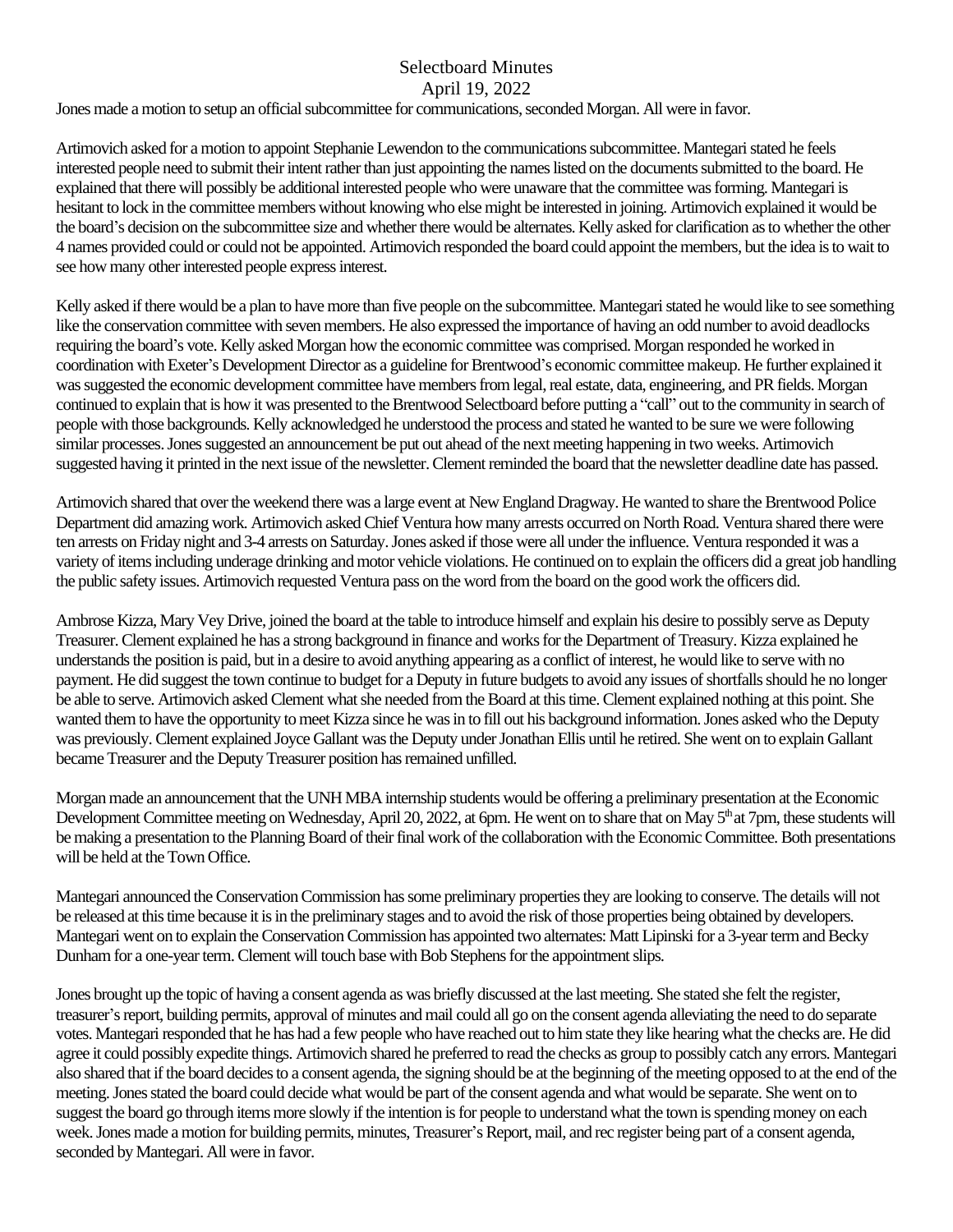Selectboard Minutes

April 19, 2022

Jones made a motion to setup an official subcommittee for communications, seconded Morgan. All were in favor.

Artimovich asked for a motion to appoint Stephanie Lewendon to the communications subcommittee. Mantegari stated he feels interested people need to submit their intent rather than just appointing the names listed on the documents submitted to the board. He explained that there will possibly be additional interested people who were unaware that the committee was forming. Mantegari is hesitant to lock in the committee members without knowing who else might be interested in joining. Artimovich explained it would be the board's decision on the subcommittee size and whether there would be alternates. Kelly asked for clarification as to whether the other 4 names provided could or could not be appointed. Artimovich responded the board could appoint the members, but the idea is to wait to see how many other interested people express interest.

Kelly asked if there would be a plan to have more than five people on the subcommittee. Mantegari stated he would like to see something like the conservation committee with seven members. He also expressed the importance of having an odd number to avoid deadlocks requiring the board's vote. Kelly asked Morgan how the economic committee was comprised. Morgan responded he worked in coordination with Exeter's Development Director as a guideline for Brentwood's economic committee makeup. He further explained it was suggested the economic development committee have members from legal, real estate, data, engineering, and PR fields. Morgan continued to explain that is how it was presented to the Brentwood Selectboard before putting a "call" out to the community in search of people with those backgrounds. Kelly acknowledged he understood the process and stated he wanted to be sure we were following similar processes. Jones suggested an announcement be put out ahead of the next meeting happening in two weeks. Artimovich suggested having it printed in the next issue of the newsletter. Clement reminded the board that the newsletter deadline date has passed.

Artimovich shared that over the weekend there was a large event at New England Dragway. He wanted to share the Brentwood Police Department did amazing work. Artimovich asked Chief Ventura how many arrests occurred on North Road. Ventura shared there were ten arrests on Friday night and 3-4 arrests on Saturday. Jones asked if those were all under the influence. Ventura responded it was a variety of items including underage drinking and motor vehicle violations. He continued on to explain the officers did a great job handling the public safety issues. Artimovich requested Ventura pass on the word from the board on the good work the officers did.

Ambrose Kizza, Mary Vey Drive, joined the board at the table to introduce himself and explain his desire to possibly serve as Deputy Treasurer. Clement explained he has a strong background in finance and works for the Department of Treasury. Kizza explained he understands the position is paid, but in a desire to avoid anything appearing as a conflict of interest, he would like to serve with no payment. He did suggest the town continue to budget for a Deputy in future budgets to avoid any issues of shortfalls should he no longer be able to serve. Artimovich asked Clement what she needed from the Board at this time. Clement explained nothing at this point. She wanted them to have the opportunity to meet Kizza since he was in to fill out his background information. Jones asked who the Deputy was previously. Clement explained Joyce Gallant was the Deputy under Jonathan Ellis until he retired. She went on to explain Gallant became Treasurer and the Deputy Treasurer position has remained unfilled.

Morgan made an announcement that the UNH MBA internship students would be offering a preliminary presentation at the Economic Development Committee meeting on Wednesday, April 20, 2022, at 6pm. He went on to share that on May 5th at 7pm, these students will be making a presentation to the Planning Board of their final work of the collaboration with the Economic Committee. Both presentations will be held at the Town Office.

Mantegari announced the Conservation Commission has some preliminary properties they are looking to conserve. The details will not be released at this time because it is in the preliminary stages and to avoid the risk of those properties being obtained by developers. Mantegari went on to explain the Conservation Commission has appointed two alternates: Matt Lipinski for a 3-year term and Becky Dunham for a one-year term. Clement will touch base with Bob Stephens for the appointment slips.

Jones brought up the topic of having a consent agenda as was briefly discussed at the last meeting. She stated she felt the register, treasurer's report, building permits, approval of minutes and mail could all go on the consent agenda alleviating the need to do separate votes. Mantegari responded that he has had a few people who have reached out to him state they like hearing what the checks are. He did agree it could possibly expedite things. Artimovich shared he preferred to read the checks as group to possibly catch any errors. Mantegari also shared that if the board decides to a consent agenda, the signing should be at the beginning of the meeting opposed to at the end of the meeting. Jones stated the board could decide what would be part of the consent agenda and what would be separate. She went on to suggest the board go through items more slowly if the intention is for people to understand what the town is spending money on each week. Jones made a motion for building permits, minutes, Treasurer's Report, mail, and rec register being part of a consent agenda, seconded by Mantegari. All were in favor.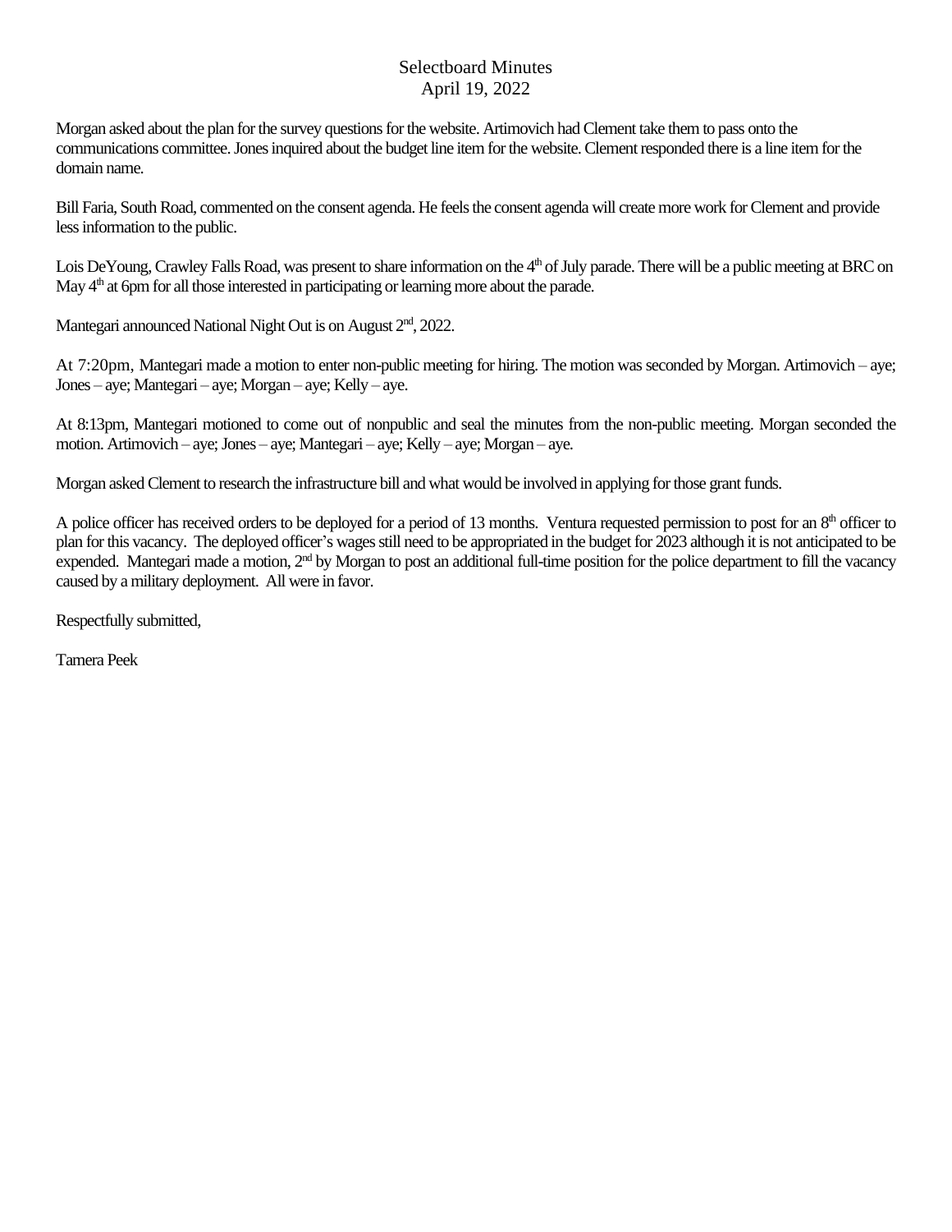Selectboard Minutes
April 19, 2022

Morgan asked about the plan for the survey questions for the website. Artimovich had Clement take them to pass onto the communications committee. Jones inquired about the budget line item for the website. Clement responded there is a line item for the domain name.

Bill Faria, South Road, commented on the consent agenda. He feels the consent agenda will create more work for Clement and provide less information to the public.

Lois DeYoung, Crawley Falls Road, was present to share information on the 4th of July parade. There will be a public meeting at BRC on May 4th at 6pm for all those interested in participating or learning more about the parade.

Mantegari announced National Night Out is on August 2nd, 2022.

At 7:20pm, Mantegari made a motion to enter non-public meeting for hiring. The motion was seconded by Morgan. Artimovich – aye; Jones – aye; Mantegari – aye; Morgan – aye; Kelly – aye.

At 8:13pm, Mantegari motioned to come out of nonpublic and seal the minutes from the non-public meeting. Morgan seconded the motion. Artimovich – aye; Jones – aye; Mantegari – aye; Kelly – aye; Morgan – aye.

Morgan asked Clement to research the infrastructure bill and what would be involved in applying for those grant funds.

A police officer has received orders to be deployed for a period of 13 months. Ventura requested permission to post for an 8th officer to plan for this vacancy. The deployed officer's wages still need to be appropriated in the budget for 2023 although it is not anticipated to be expended. Mantegari made a motion, 2nd by Morgan to post an additional full-time position for the police department to fill the vacancy caused by a military deployment. All were in favor.

Respectfully submitted,

Tamera Peek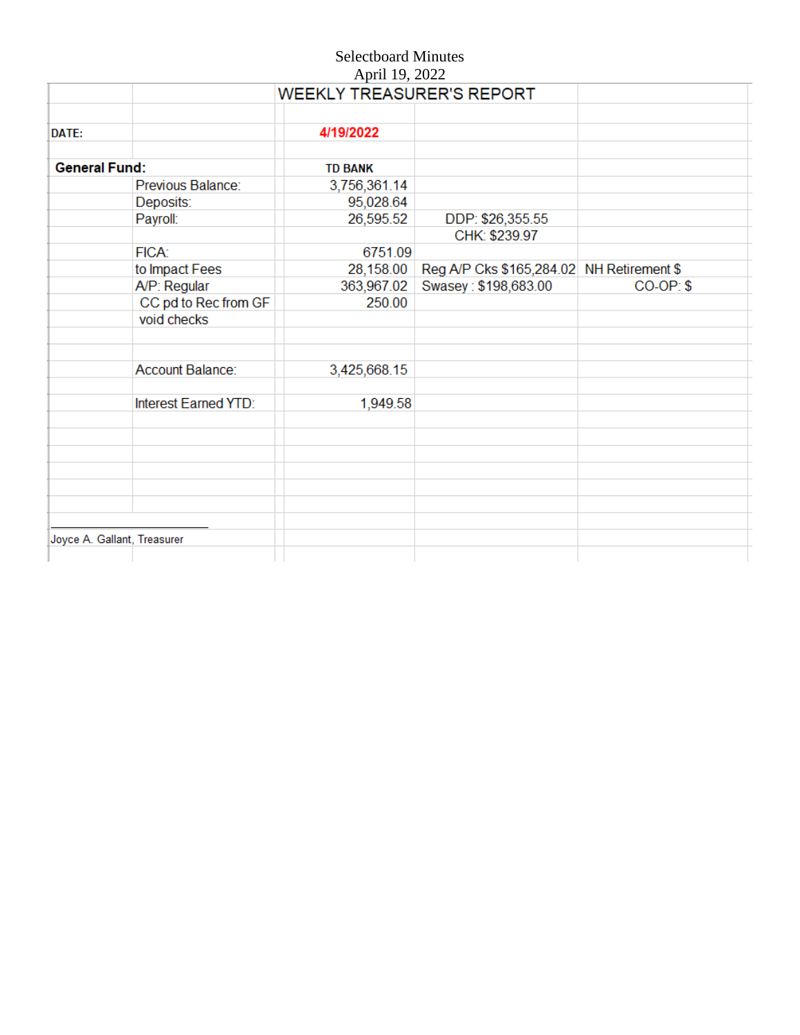Selectboard Minutes
April 19, 2022

| | | | | |
|---|---|---|---|---|
| | | WEEKLY TREASURER'S REPORT | | |
| DATE: | | 4/19/2022 | | |
| **General Fund:** | | TD BANK | | |
| | Previous Balance: | 3,756,361.14 | | |
| | Deposits: | 95,028.64 | | |
| | Payroll: | 26,595.52 | DDP: $26,355.55 | |
| | | | CHK: $239.97 | |
| | FICA: | 6751.09 | | |
| | to Impact Fees | 28,158.00 | Reg A/P Cks $165,284.02 | NH Retirement $ |
| | A/P: Regular | 363,967.02 | Swasey : $198,683.00 | CO-OP: $ |
| | CC pd to Rec from GF | 250.00 | | |
| | void checks | | | |
| | Account Balance: | 3,425,668.15 | | |
| | Interest Earned YTD: | 1,949.58 | | |

Joyce A. Gallant, Treasurer